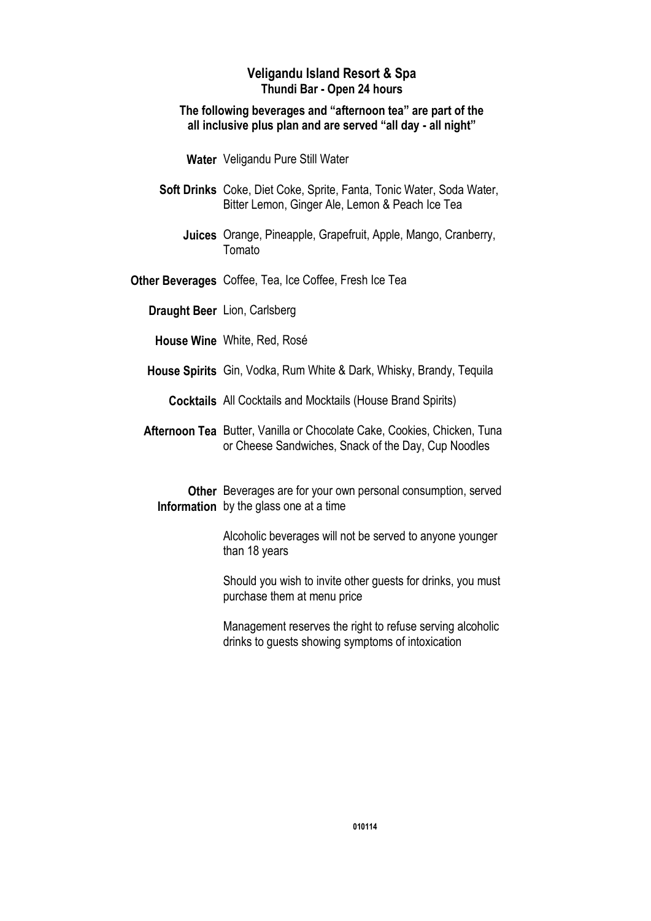# Veligandu Island Resort & Spa

## Thundi Bar - Open 24 hours

**The following beverages and "afternoon tea" are part of the all inclusive plus plan and are served "all day - all night"**

| | |
|---|---|
| **Water** | Veligandu Pure Still Water |
| **Soft Drinks** | Coke, Diet Coke, Sprite, Fanta, Tonic Water, Soda Water, Bitter Lemon, Ginger Ale, Lemon & Peach Ice Tea |
| **Juices** | Orange, Pineapple, Grapefruit, Apple, Mango, Cranberry, Tomato |
| **Other Beverages** | Coffee, Tea, Ice Coffee, Fresh Ice Tea |
| **Draught Beer** | Lion, Carlsberg |
| **House Wine** | White, Red, Rosé |
| **House Spirits** | Gin, Vodka, Rum White & Dark, Whisky, Brandy, Tequila |
| **Cocktails** | All Cocktails and Mocktails (House Brand Spirits) |
| **Afternoon Tea** | Butter, Vanilla or Chocolate Cake, Cookies, Chicken, Tuna or Cheese Sandwiches, Snack of the Day, Cup Noodles |

**Other Information**

Beverages are for your own personal consumption, served by the glass one at a time

Alcoholic beverages will not be served to anyone younger than 18 years

Should you wish to invite other guests for drinks, you must purchase them at menu price

Management reserves the right to refuse serving alcoholic drinks to guests showing symptoms of intoxication

010114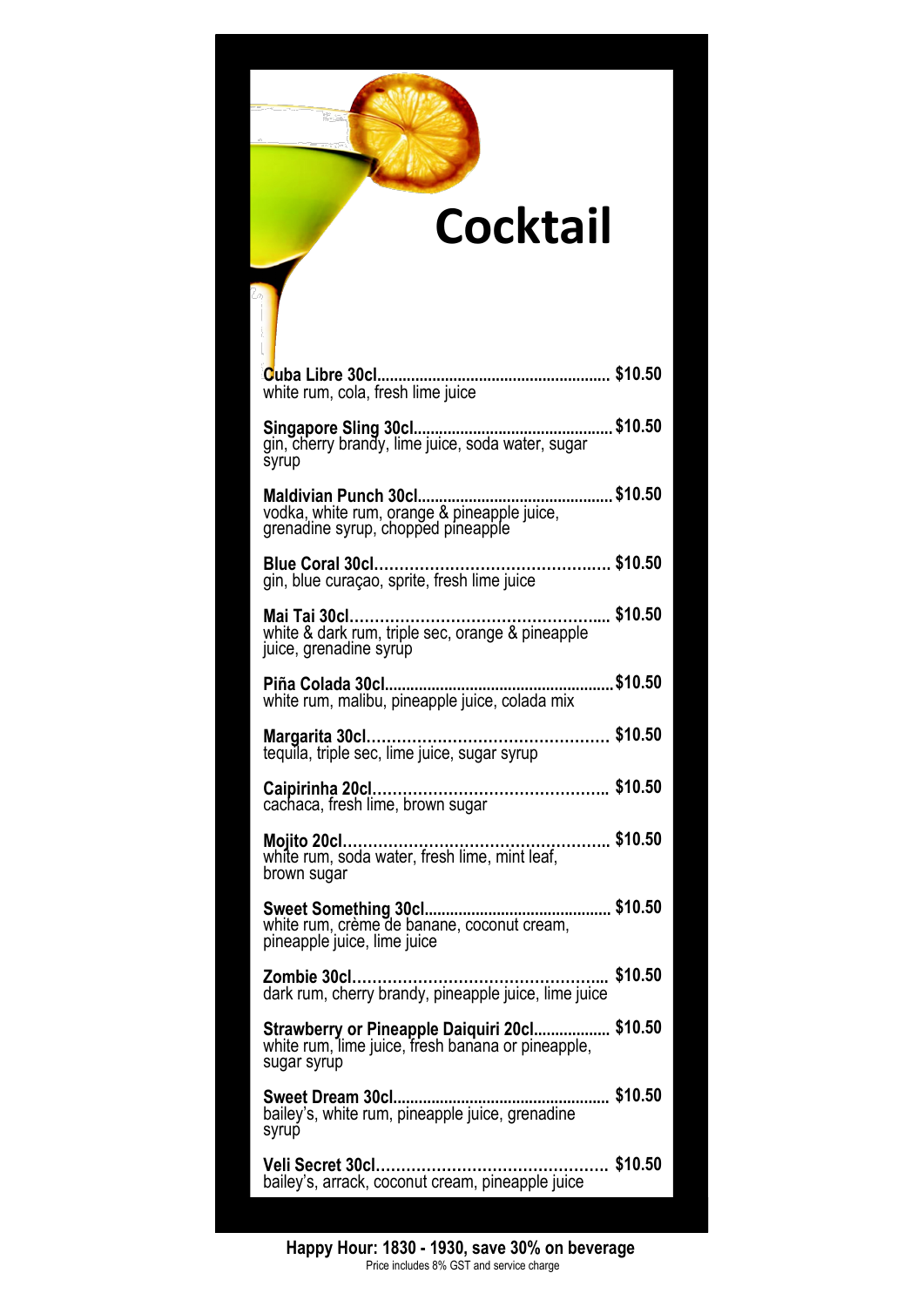# Cocktail

**Cuba Libre 30cl**....................................................... **$10.50**
white rum, cola, fresh lime juice

**Singapore Sling 30cl**............................................... **$10.50**
gin, cherry brandy, lime juice, soda water, sugar syrup

**Maldivian Punch 30cl**.............................................. **$10.50**
vodka, white rum, orange & pineapple juice, grenadine syrup, chopped pineapple

**Blue Coral 30cl**.......................................................... **$10.50**
gin, blue curaçao, sprite, fresh lime juice

**Mai Tai 30cl**................................................................ **$10.50**
white & dark rum, triple sec, orange & pineapple juice, grenadine syrup

**Piña Colada 30cl**........................................................ **$10.50**
white rum, malibu, pineapple juice, colada mix

**Margarita 30cl**............................................................ **$10.50**
tequila, triple sec, lime juice, sugar syrup

**Caipirinha 20cl**........................................................... **$10.50**
cachaca, fresh lime, brown sugar

**Mojito 20cl**.................................................................. **$10.50**
white rum, soda water, fresh lime, mint leaf, brown sugar

**Sweet Something 30cl**............................................. **$10.50**
white rum, crème de banane, coconut cream, pineapple juice, lime juice

**Zombie 30cl**................................................................ **$10.50**
dark rum, cherry brandy, pineapple juice, lime juice

**Strawberry or Pineapple Daiquiri 20cl**.................. **$10.50**
white rum, lime juice, fresh banana or pineapple, sugar syrup

**Sweet Dream 30cl**..................................................... **$10.50**
bailey's, white rum, pineapple juice, grenadine syrup

**Veli Secret 30cl**........................................................ **$10.50**
bailey's, arrack, coconut cream, pineapple juice

**Happy Hour: 1830 - 1930, save 30% on beverage**

Price includes 8% GST and service charge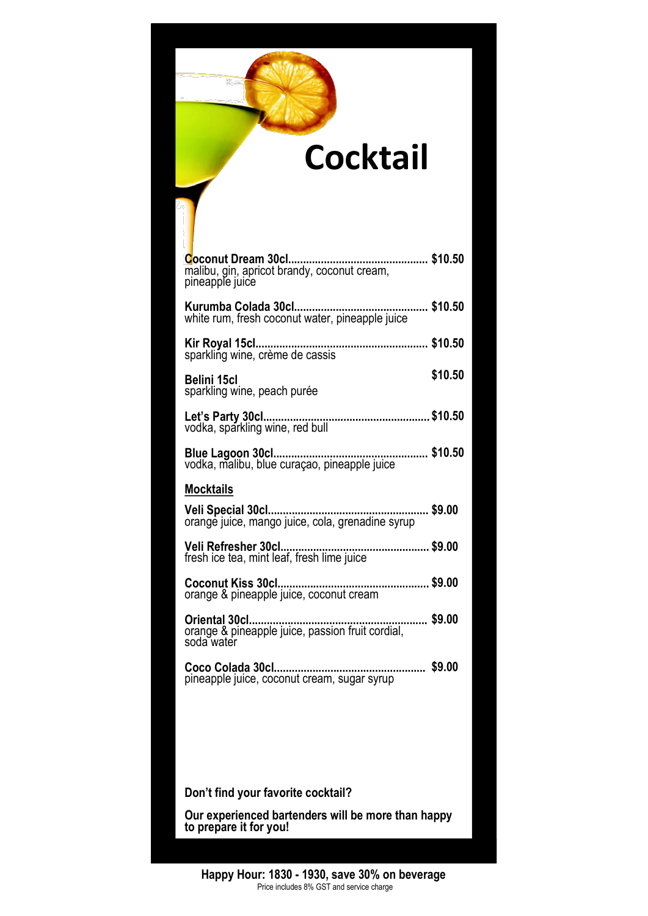# Cocktail

**Coconut Dream 30cl................................................ $10.50**
malibu, gin, apricot brandy, coconut cream, pineapple juice

**Kurumba Colada 30cl............................................. $10.50**
white rum, fresh coconut water, pineapple juice

**Kir Royal 15cl.......................................................... $10.50**
sparkling wine, crème de cassis

**Belini 15cl $10.50**
sparkling wine, peach purée

**Let's Party 30cl........................................................ $10.50**
vodka, sparkling wine, red bull

**Blue Lagoon 30cl.................................................... $10.50**
vodka, malibu, blue curaçao, pineapple juice

## Mocktails

**Veli Special 30cl...................................................... $9.00**
orange juice, mango juice, cola, grenadine syrup

**Veli Refresher 30cl.................................................. $9.00**
fresh ice tea, mint leaf, fresh lime juice

**Coconut Kiss 30cl.................................................... $9.00**
orange & pineapple juice, coconut cream

**Oriental 30cl............................................................ $9.00**
orange & pineapple juice, passion fruit cordial, soda water

**Coco Colada 30cl.................................................... $9.00**
pineapple juice, coconut cream, sugar syrup

**Don't find your favorite cocktail?**

**Our experienced bartenders will be more than happy to prepare it for you!**

**Happy Hour: 1830 - 1930, save 30% on beverage**

Price includes 8% GST and service charge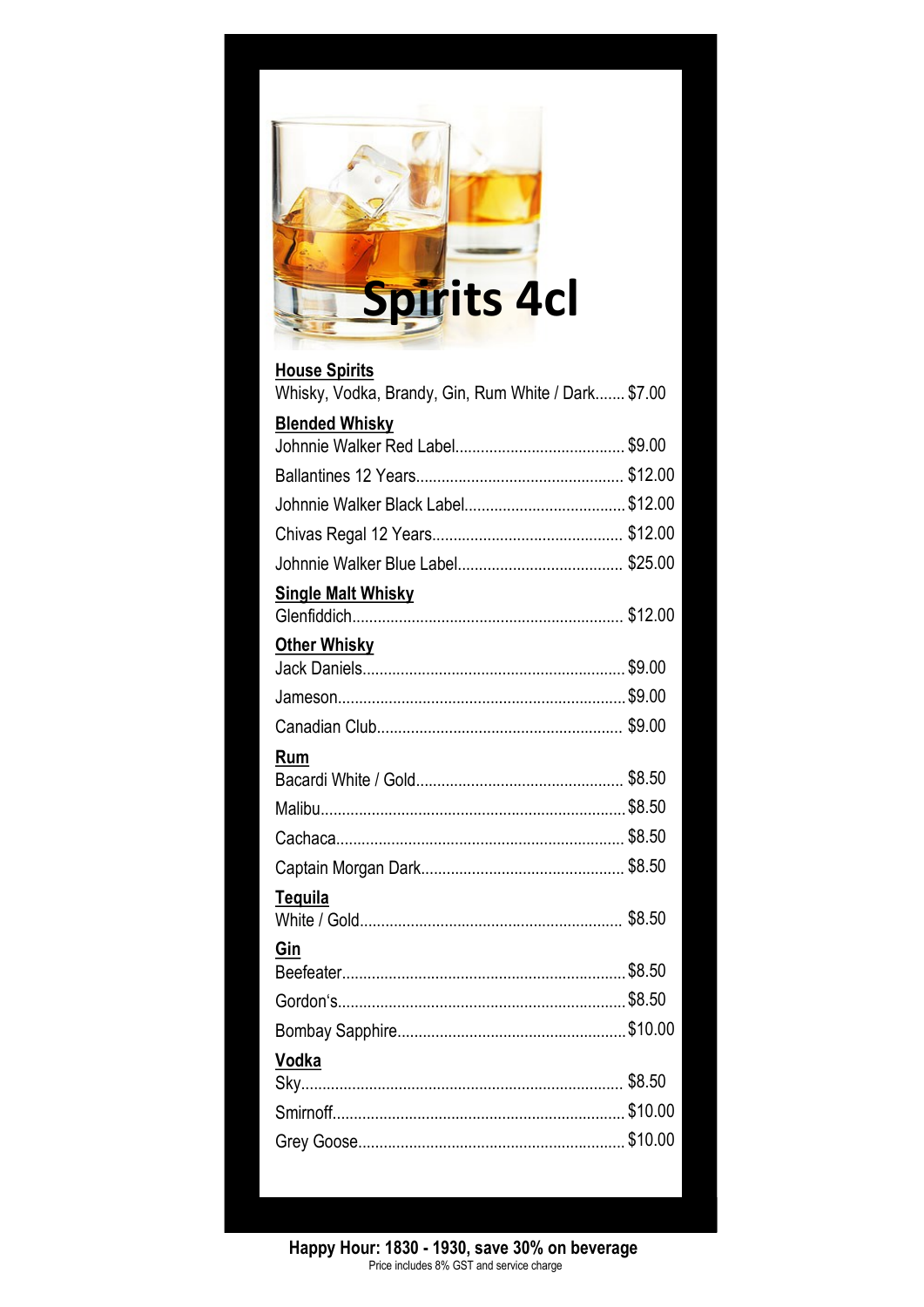# Spirits 4cl

**House Spirits**

Whisky, Vodka, Brandy, Gin, Rum White / Dark....... $7.00

**Blended Whisky**

Johnnie Walker Red Label........................................ $9.00

Ballantines 12 Years................................................ $12.00

Johnnie Walker Black Label...................................... $12.00

Chivas Regal 12 Years............................................ $12.00

Johnnie Walker Blue Label....................................... $25.00

**Single Malt Whisky**

Glenfiddich............................................................... $12.00

**Other Whisky**

Jack Daniels............................................................. $9.00

Jameson................................................................... $9.00

Canadian Club......................................................... $9.00

**Rum**

Bacardi White / Gold................................................ $8.50

Malibu....................................................................... $8.50

Cachaca................................................................... $8.50

Captain Morgan Dark............................................... $8.50

**Tequila**

White / Gold............................................................. $8.50

**Gin**

Beefeater.................................................................. $8.50

Gordon's................................................................... $8.50

Bombay Sapphire..................................................... $10.00

**Vodka**

Sky........................................................................... $8.50

Smirnoff................................................................... $10.00

Grey Goose.............................................................. $10.00

**Happy Hour: 1830 - 1930, save 30% on beverage**

Price includes 8% GST and service charge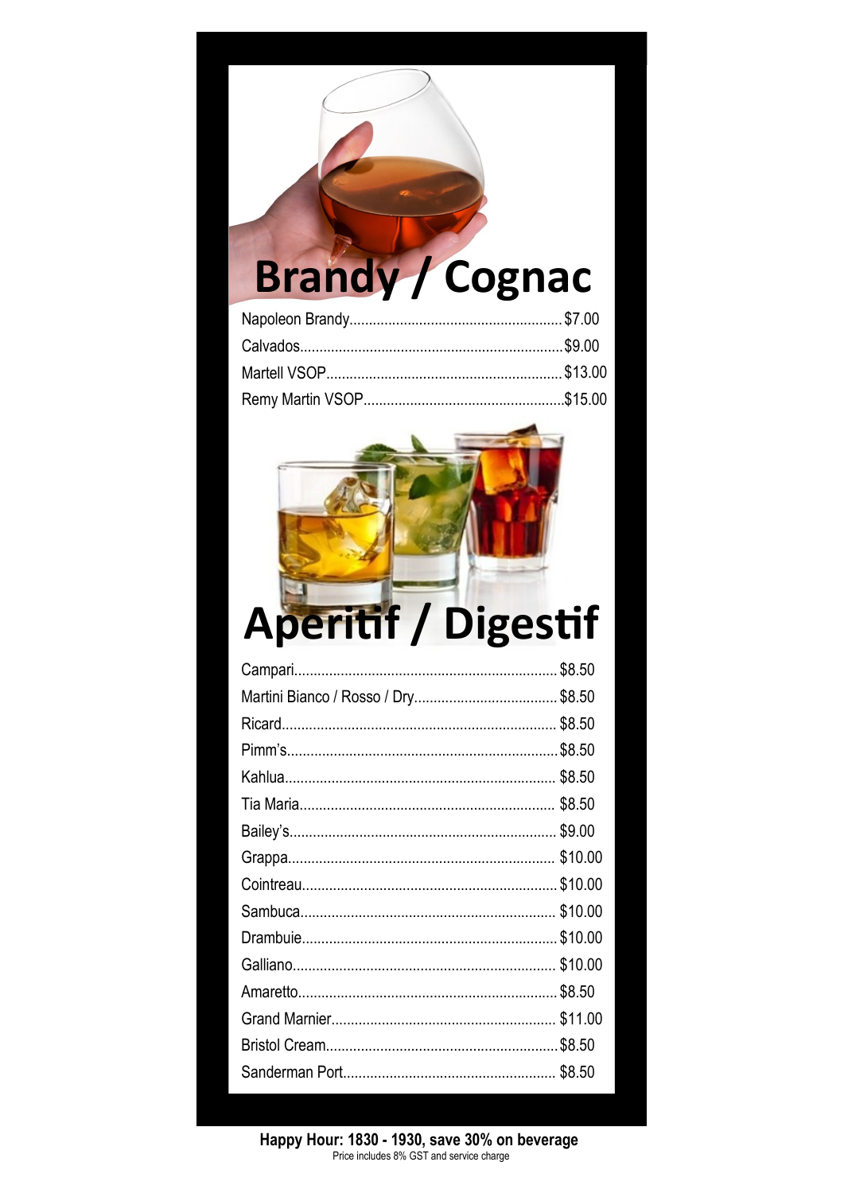# Brandy / Cognac

| Item | Price |
| --- | --- |
| Napoleon Brandy | $7.00 |
| Calvados | $9.00 |
| Martell VSOP | $13.00 |
| Remy Martin VSOP | $15.00 |

# Aperitif / Digestif

| Item | Price |
| --- | --- |
| Campari | $8.50 |
| Martini Bianco / Rosso / Dry | $8.50 |
| Ricard | $8.50 |
| Pimm's | $8.50 |
| Kahlua | $8.50 |
| Tia Maria | $8.50 |
| Bailey's | $9.00 |
| Grappa | $10.00 |
| Cointreau | $10.00 |
| Sambuca | $10.00 |
| Drambuie | $10.00 |
| Galliano | $10.00 |
| Amaretto | $8.50 |
| Grand Marnier | $11.00 |
| Bristol Cream | $8.50 |
| Sanderman Port | $8.50 |

**Happy Hour: 1830 - 1930, save 30% on beverage**

Price includes 8% GST and service charge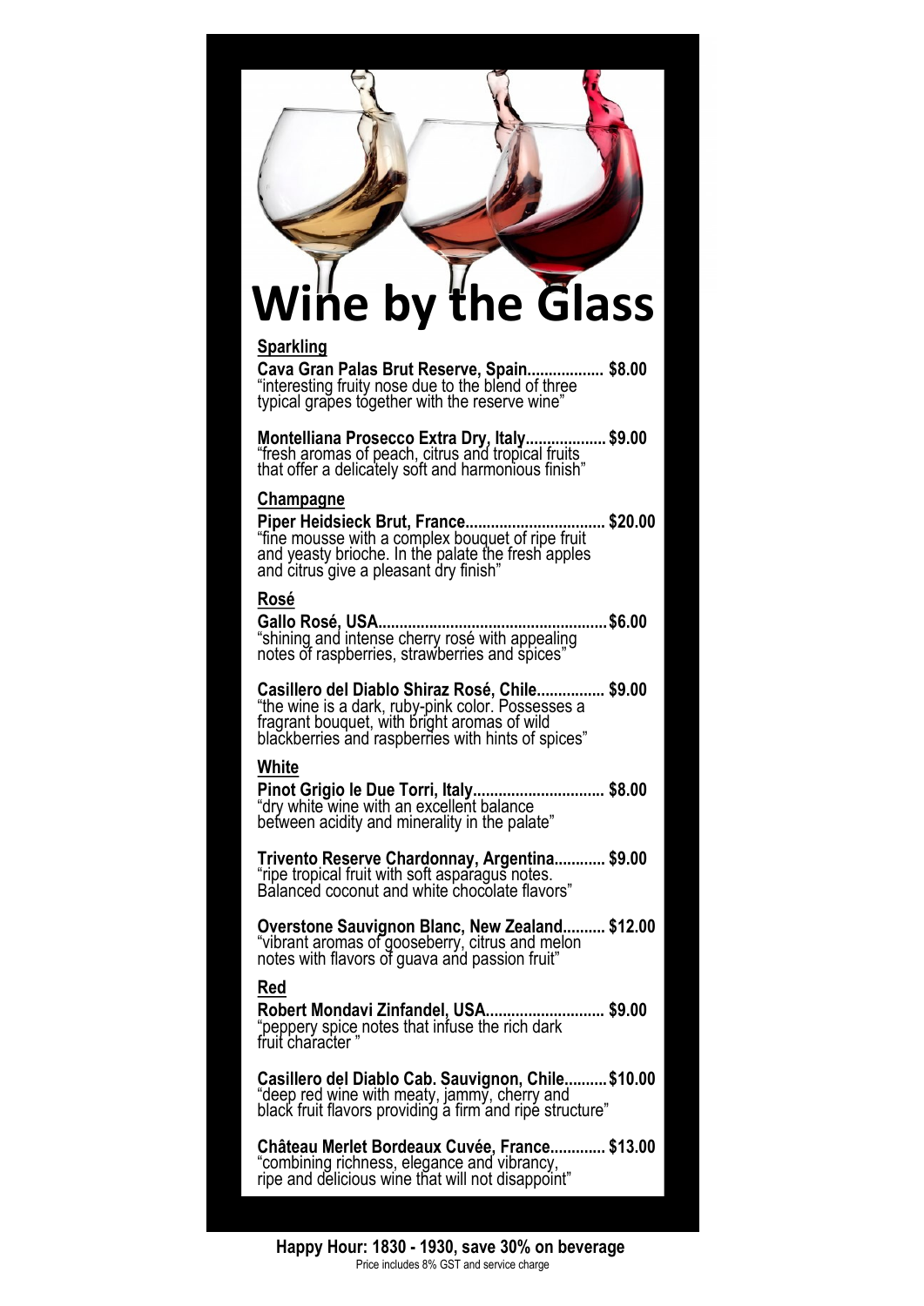# Wine by the Glass

## Sparkling

**Cava Gran Palas Brut Reserve, Spain.................. $8.00**
"interesting fruity nose due to the blend of three typical grapes together with the reserve wine"

**Montelliana Prosecco Extra Dry, Italy................... $9.00**
"fresh aromas of peach, citrus and tropical fruits that offer a delicately soft and harmonious finish"

## Champagne

**Piper Heidsieck Brut, France................................ $20.00**
"fine mousse with a complex bouquet of ripe fruit and yeasty brioche. In the palate the fresh apples and citrus give a pleasant dry finish"

## Rosé

**Gallo Rosé, USA..................................................... $6.00**
"shining and intense cherry rosé with appealing notes of raspberries, strawberries and spices"

**Casillero del Diablo Shiraz Rosé, Chile................ $9.00**
"the wine is a dark, ruby-pink color. Possesses a fragrant bouquet, with bright aromas of wild blackberries and raspberries with hints of spices"

## White

**Pinot Grigio le Due Torri, Italy.............................. $8.00**
"dry white wine with an excellent balance between acidity and minerality in the palate"

**Trivento Reserve Chardonnay, Argentina............ $9.00**
"ripe tropical fruit with soft asparagus notes. Balanced coconut and white chocolate flavors"

**Overstone Sauvignon Blanc, New Zealand.......... $12.00**
"vibrant aromas of gooseberry, citrus and melon notes with flavors of guava and passion fruit"

## Red

**Robert Mondavi Zinfandel, USA............................ $9.00**
"peppery spice notes that infuse the rich dark fruit character "

**Casillero del Diablo Cab. Sauvignon, Chile.......... $10.00**
"deep red wine with meaty, jammy, cherry and black fruit flavors providing a firm and ripe structure"

**Château Merlet Bordeaux Cuvée, France............. $13.00**
"combining richness, elegance and vibrancy, ripe and delicious wine that will not disappoint"

**Happy Hour: 1830 - 1930, save 30% on beverage**

Price includes 8% GST and service charge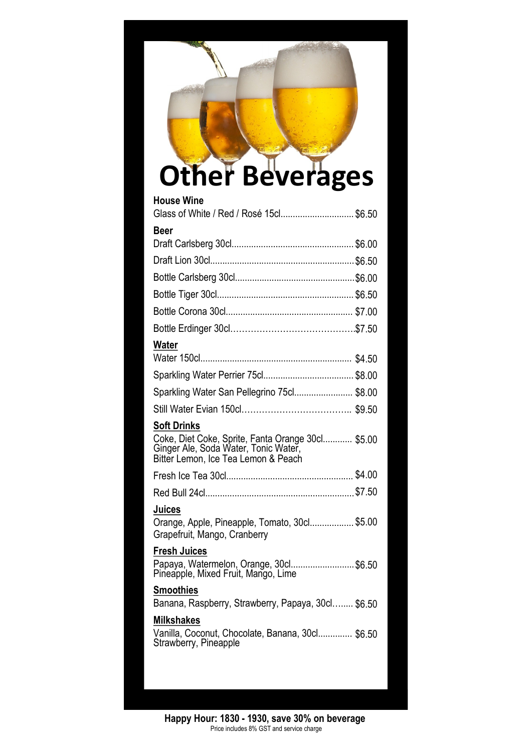# Other Beverages

**House Wine**

Glass of White / Red / Rosé 15cl.............................. $6.50

**Beer**

Draft Carlsberg 30cl................................................. $6.00

Draft Lion 30cl.......................................................... $6.50

Bottle Carlsberg 30cl................................................ $6.00

Bottle Tiger 30cl....................................................... $6.50

Bottle Corona 30cl.................................................... $7.00

Bottle Erdinger 30cl.................................................. $7.50

**Water**

Water 150cl............................................................... $4.50

Sparkling Water Perrier 75cl..................................... $8.00

Sparkling Water San Pellegrino 75cl........................ $8.00

Still Water Evian 150cl............................................. $9.50

**Soft Drinks**

Coke, Diet Coke, Sprite, Fanta Orange 30cl............ $5.00
Ginger Ale, Soda Water, Tonic Water,
Bitter Lemon, Ice Tea Lemon & Peach

Fresh Ice Tea 30cl.................................................... $4.00

Red Bull 24cl............................................................ $7.50

**Juices**

Orange, Apple, Pineapple, Tomato, 30cl.................. $5.00
Grapefruit, Mango, Cranberry

**Fresh Juices**

Papaya, Watermelon, Orange, 30cl.......................... $6.50
Pineapple, Mixed Fruit, Mango, Lime

**Smoothies**

Banana, Raspberry, Strawberry, Papaya, 30cl........ $6.50

**Milkshakes**

Vanilla, Coconut, Chocolate, Banana, 30cl.............. $6.50
Strawberry, Pineapple

**Happy Hour: 1830 - 1930, save 30% on beverage**

Price includes 8% GST and service charge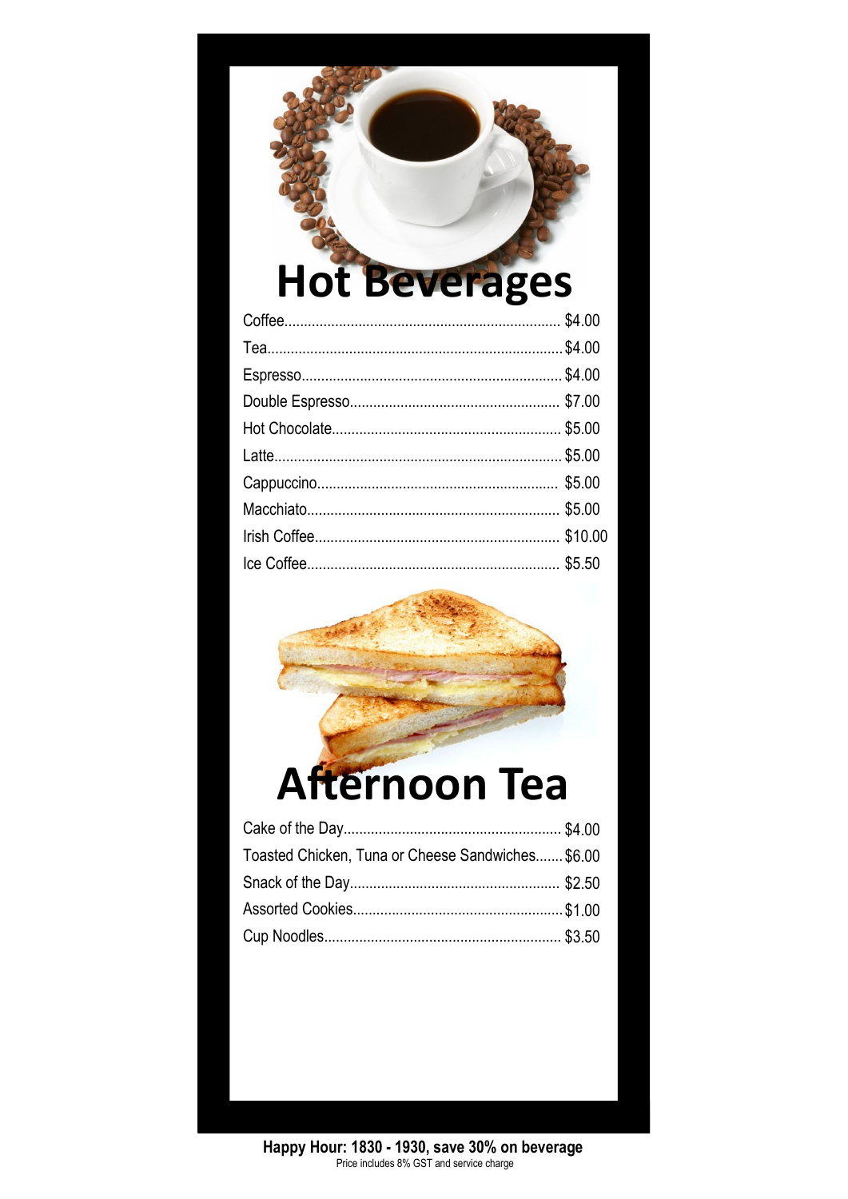# Hot Beverages

| Item | Price |
|---|---|
| Coffee | $4.00 |
| Tea | $4.00 |
| Espresso | $4.00 |
| Double Espresso | $7.00 |
| Hot Chocolate | $5.00 |
| Latte | $5.00 |
| Cappuccino | $5.00 |
| Macchiato | $5.00 |
| Irish Coffee | $10.00 |
| Ice Coffee | $5.50 |

# Afternoon Tea

| Item | Price |
|---|---|
| Cake of the Day | $4.00 |
| Toasted Chicken, Tuna or Cheese Sandwiches | $6.00 |
| Snack of the Day | $2.50 |
| Assorted Cookies | $1.00 |
| Cup Noodles | $3.50 |

**Happy Hour: 1830 - 1930, save 30% on beverage**

Price includes 8% GST and service charge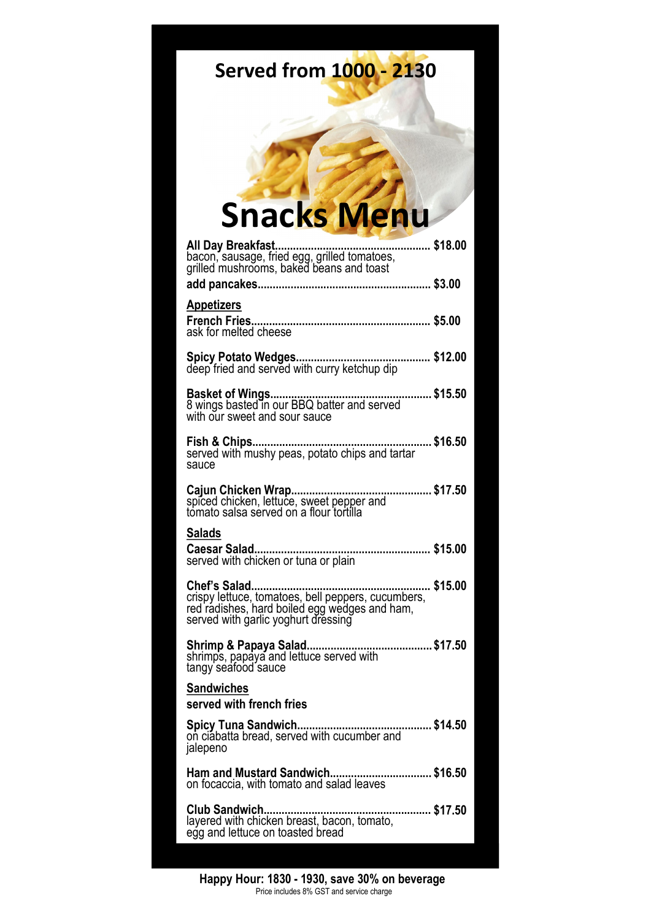**Served from 1000 - 2130**

# Snacks Menu

**All Day Breakfast.................................................... $18.00**
bacon, sausage, fried egg, grilled tomatoes, grilled mushrooms, baked beans and toast

**add pancakes......................................................... $3.00**

## Appetizers

**French Fries........................................................... $5.00**
ask for melted cheese

**Spicy Potato Wedges............................................. $12.00**
deep fried and served with curry ketchup dip

**Basket of Wings..................................................... $15.50**
8 wings basted in our BBQ batter and served with our sweet and sour sauce

**Fish & Chips........................................................... $16.50**
served with mushy peas, potato chips and tartar sauce

**Cajun Chicken Wrap.............................................. $17.50**
spiced chicken, lettuce, sweet pepper and tomato salsa served on a flour tortilla

## Salads

**Caesar Salad.......................................................... $15.00**
served with chicken or tuna or plain

**Chef's Salad........................................................... $15.00**
crispy lettuce, tomatoes, bell peppers, cucumbers, red radishes, hard boiled egg wedges and ham, served with garlic yoghurt dressing

**Shrimp & Papaya Salad......................................... $17.50**
shrimps, papaya and lettuce served with tangy seafood sauce

## Sandwiches

**served with french fries**

**Spicy Tuna Sandwich............................................. $14.50**
on ciabatta bread, served with cucumber and jalepeno

**Ham and Mustard Sandwich................................. $16.50**
on focaccia, with tomato and salad leaves

**Club Sandwich........................................................ $17.50**
layered with chicken breast, bacon, tomato, egg and lettuce on toasted bread

**Happy Hour: 1830 - 1930, save 30% on beverage**

Price includes 8% GST and service charge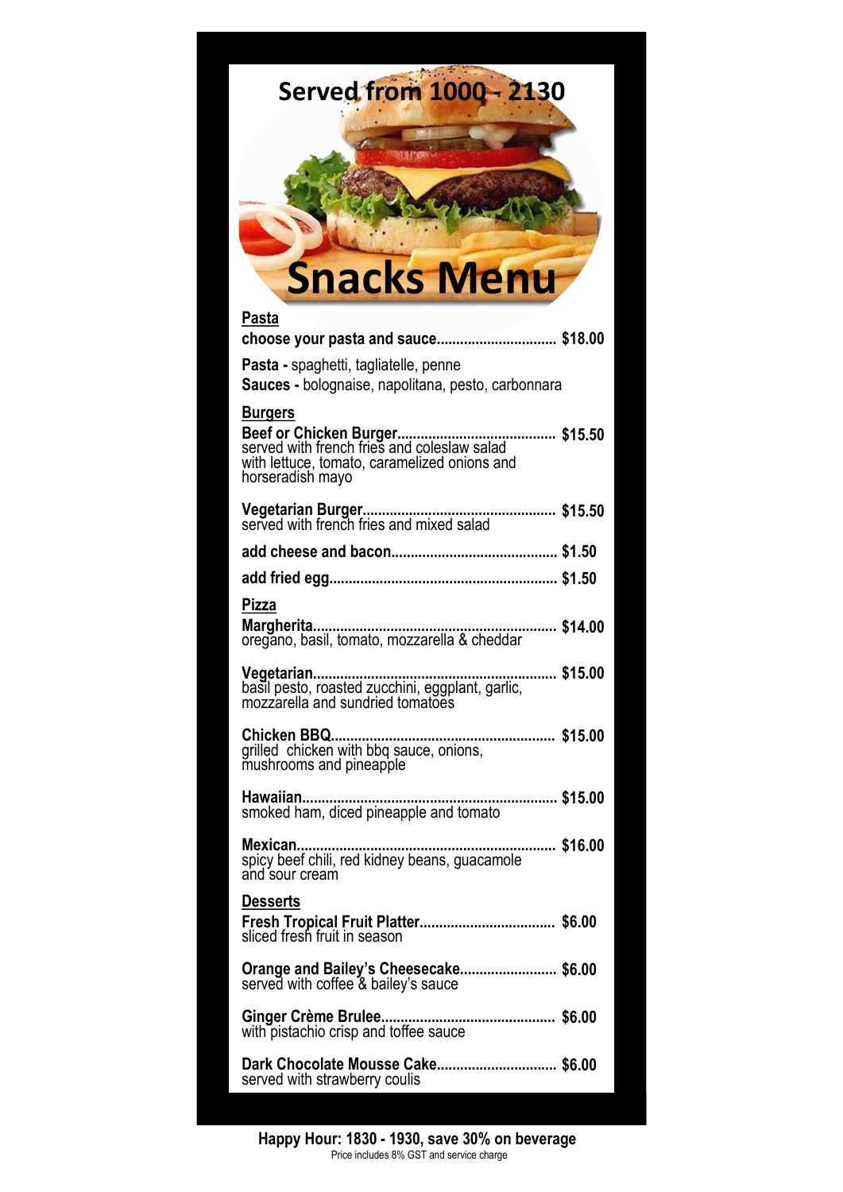**Served from 1000 - 2130**

# Snacks Menu

## Pasta

**choose your pasta and sauce............................... $18.00**

**Pasta -** spaghetti, tagliatelle, penne
**Sauces -** bolognaise, napolitana, pesto, carbonnara

## Burgers

**Beef or Chicken Burger......................................... $15.50**
served with french fries and coleslaw salad with lettuce, tomato, caramelized onions and horseradish mayo

**Vegetarian Burger................................................. $15.50**
served with french fries and mixed salad

**add cheese and bacon........................................... $1.50**

**add fried egg.......................................................... $1.50**

## Pizza

**Margherita.............................................................. $14.00**
oregano, basil, tomato, mozzarella & cheddar

**Vegetarian.............................................................. $15.00**
basil pesto, roasted zucchini, eggplant, garlic, mozzarella and sundried tomatoes

**Chicken BBQ......................................................... $15.00**
grilled chicken with bbq sauce, onions, mushrooms and pineapple

**Hawaiian................................................................. $15.00**
smoked ham, diced pineapple and tomato

**Mexican.................................................................. $16.00**
spicy beef chili, red kidney beans, guacamole and sour cream

## Desserts

**Fresh Tropical Fruit Platter................................... $6.00**
sliced fresh fruit in season

**Orange and Bailey's Cheesecake......................... $6.00**
served with coffee & bailey's sauce

**Ginger Crème Brulee............................................. $6.00**
with pistachio crisp and toffee sauce

**Dark Chocolate Mousse Cake............................... $6.00**
served with strawberry coulis

**Happy Hour: 1830 - 1930, save 30% on beverage**

Price includes 8% GST and service charge